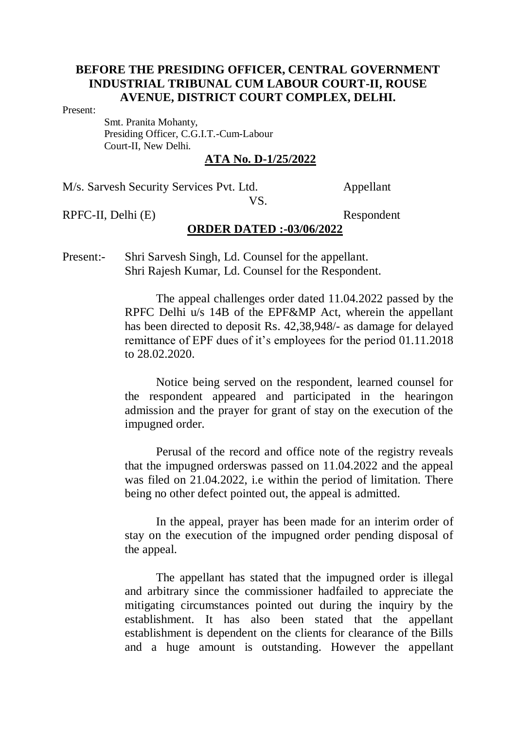**BEFORE THE PRESIDING OFFICER, CENTRAL GOVERNMENT INDUSTRIAL TRIBUNAL CUM LABOUR COURT-II, ROUSE AVENUE, DISTRICT COURT COMPLEX, DELHI.**

Present:

Smt. Pranita Mohanty,
Presiding Officer, C.G.I.T.-Cum-Labour Court-II, New Delhi.

**ATA No. D-1/25/2022**

M/s. Sarvesh Security Services Pvt. Ltd. Appellant

VS.

RPFC-II, Delhi (E) Respondent

**ORDER DATED :-03/06/2022**

Present:- Shri Sarvesh Singh, Ld. Counsel for the appellant.
Shri Rajesh Kumar, Ld. Counsel for the Respondent.

The appeal challenges order dated 11.04.2022 passed by the RPFC Delhi u/s 14B of the EPF&MP Act, wherein the appellant has been directed to deposit Rs. 42,38,948/- as damage for delayed remittance of EPF dues of it's employees for the period 01.11.2018 to 28.02.2020.

Notice being served on the respondent, learned counsel for the respondent appeared and participated in the hearingon admission and the prayer for grant of stay on the execution of the impugned order.

Perusal of the record and office note of the registry reveals that the impugned orderswas passed on 11.04.2022 and the appeal was filed on 21.04.2022, i.e within the period of limitation. There being no other defect pointed out, the appeal is admitted.

In the appeal, prayer has been made for an interim order of stay on the execution of the impugned order pending disposal of the appeal.

The appellant has stated that the impugned order is illegal and arbitrary since the commissioner hadfailed to appreciate the mitigating circumstances pointed out during the inquiry by the establishment. It has also been stated that the appellant establishment is dependent on the clients for clearance of the Bills and a huge amount is outstanding. However the appellant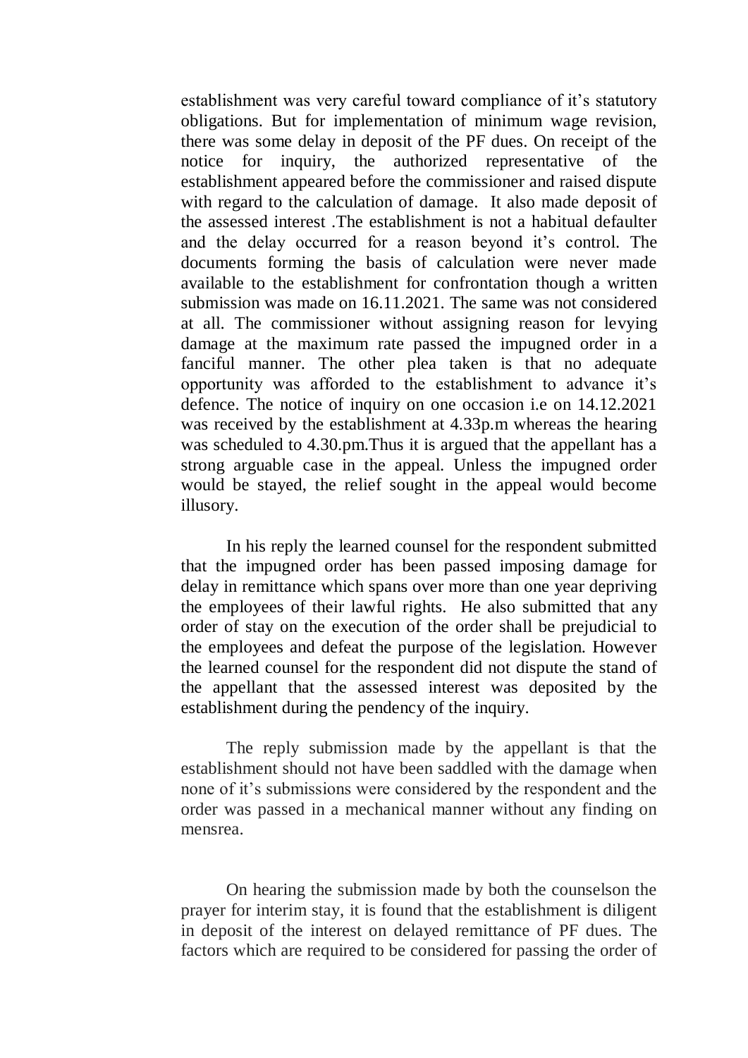establishment was very careful toward compliance of it's statutory obligations. But for implementation of minimum wage revision, there was some delay in deposit of the PF dues. On receipt of the notice for inquiry, the authorized representative of the establishment appeared before the commissioner and raised dispute with regard to the calculation of damage. It also made deposit of the assessed interest .The establishment is not a habitual defaulter and the delay occurred for a reason beyond it's control. The documents forming the basis of calculation were never made available to the establishment for confrontation though a written submission was made on 16.11.2021. The same was not considered at all. The commissioner without assigning reason for levying damage at the maximum rate passed the impugned order in a fanciful manner. The other plea taken is that no adequate opportunity was afforded to the establishment to advance it's defence. The notice of inquiry on one occasion i.e on 14.12.2021 was received by the establishment at 4.33p.m whereas the hearing was scheduled to 4.30.pm.Thus it is argued that the appellant has a strong arguable case in the appeal. Unless the impugned order would be stayed, the relief sought in the appeal would become illusory.

In his reply the learned counsel for the respondent submitted that the impugned order has been passed imposing damage for delay in remittance which spans over more than one year depriving the employees of their lawful rights. He also submitted that any order of stay on the execution of the order shall be prejudicial to the employees and defeat the purpose of the legislation. However the learned counsel for the respondent did not dispute the stand of the appellant that the assessed interest was deposited by the establishment during the pendency of the inquiry.

The reply submission made by the appellant is that the establishment should not have been saddled with the damage when none of it's submissions were considered by the respondent and the order was passed in a mechanical manner without any finding on mensrea.

On hearing the submission made by both the counselson the prayer for interim stay, it is found that the establishment is diligent in deposit of the interest on delayed remittance of PF dues. The factors which are required to be considered for passing the order of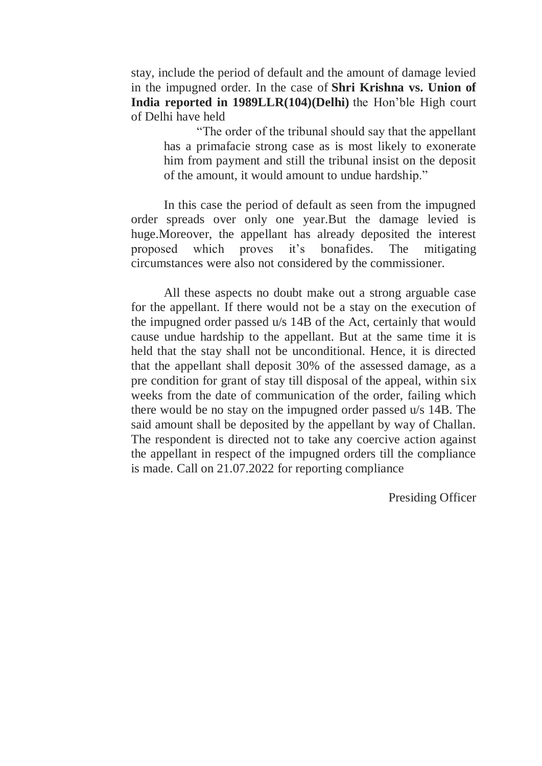stay, include the period of default and the amount of damage levied in the impugned order. In the case of **Shri Krishna vs. Union of India reported in 1989LLR(104)(Delhi)** the Hon'ble High court of Delhi have held

> "The order of the tribunal should say that the appellant has a primafacie strong case as is most likely to exonerate him from payment and still the tribunal insist on the deposit of the amount, it would amount to undue hardship."

In this case the period of default as seen from the impugned order spreads over only one year.But the damage levied is huge.Moreover, the appellant has already deposited the interest proposed which proves it's bonafides. The mitigating circumstances were also not considered by the commissioner.

All these aspects no doubt make out a strong arguable case for the appellant. If there would not be a stay on the execution of the impugned order passed u/s 14B of the Act, certainly that would cause undue hardship to the appellant. But at the same time it is held that the stay shall not be unconditional. Hence, it is directed that the appellant shall deposit 30% of the assessed damage, as a pre condition for grant of stay till disposal of the appeal, within six weeks from the date of communication of the order, failing which there would be no stay on the impugned order passed u/s 14B. The said amount shall be deposited by the appellant by way of Challan. The respondent is directed not to take any coercive action against the appellant in respect of the impugned orders till the compliance is made. Call on 21.07.2022 for reporting compliance

Presiding Officer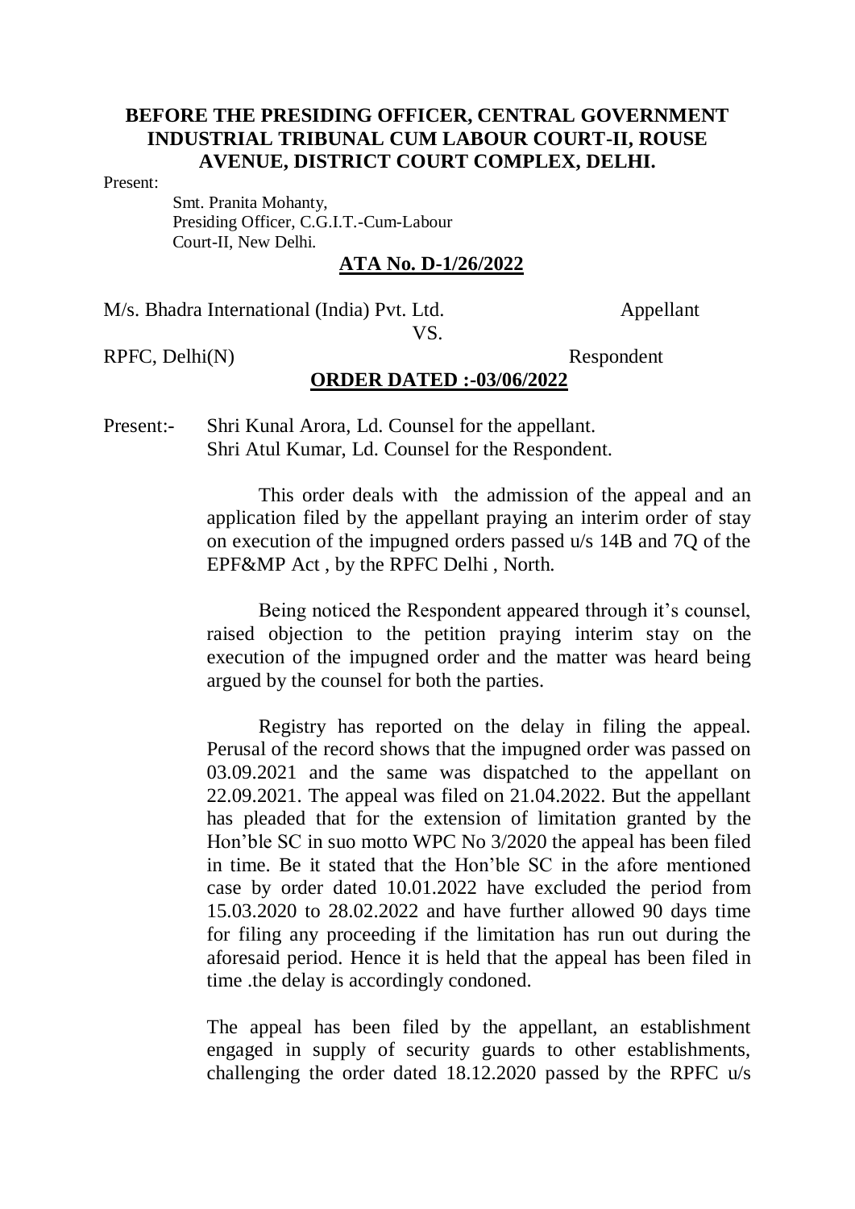**BEFORE THE PRESIDING OFFICER, CENTRAL GOVERNMENT INDUSTRIAL TRIBUNAL CUM LABOUR COURT-II, ROUSE AVENUE, DISTRICT COURT COMPLEX, DELHI.**

Present:

Smt. Pranita Mohanty,
Presiding Officer, C.G.I.T.-Cum-Labour
Court-II, New Delhi.

**ATA No. D-1/26/2022**

M/s. Bhadra International (India) Pvt. Ltd. Appellant

VS.

RPFC, Delhi(N) Respondent

**ORDER DATED :-03/06/2022**

Present:- Shri Kunal Arora, Ld. Counsel for the appellant.
Shri Atul Kumar, Ld. Counsel for the Respondent.

This order deals with the admission of the appeal and an application filed by the appellant praying an interim order of stay on execution of the impugned orders passed u/s 14B and 7Q of the EPF&MP Act , by the RPFC Delhi , North.

Being noticed the Respondent appeared through it's counsel, raised objection to the petition praying interim stay on the execution of the impugned order and the matter was heard being argued by the counsel for both the parties.

Registry has reported on the delay in filing the appeal. Perusal of the record shows that the impugned order was passed on 03.09.2021 and the same was dispatched to the appellant on 22.09.2021. The appeal was filed on 21.04.2022. But the appellant has pleaded that for the extension of limitation granted by the Hon'ble SC in suo motto WPC No 3/2020 the appeal has been filed in time. Be it stated that the Hon'ble SC in the afore mentioned case by order dated 10.01.2022 have excluded the period from 15.03.2020 to 28.02.2022 and have further allowed 90 days time for filing any proceeding if the limitation has run out during the aforesaid period. Hence it is held that the appeal has been filed in time .the delay is accordingly condoned.

The appeal has been filed by the appellant, an establishment engaged in supply of security guards to other establishments, challenging the order dated 18.12.2020 passed by the RPFC u/s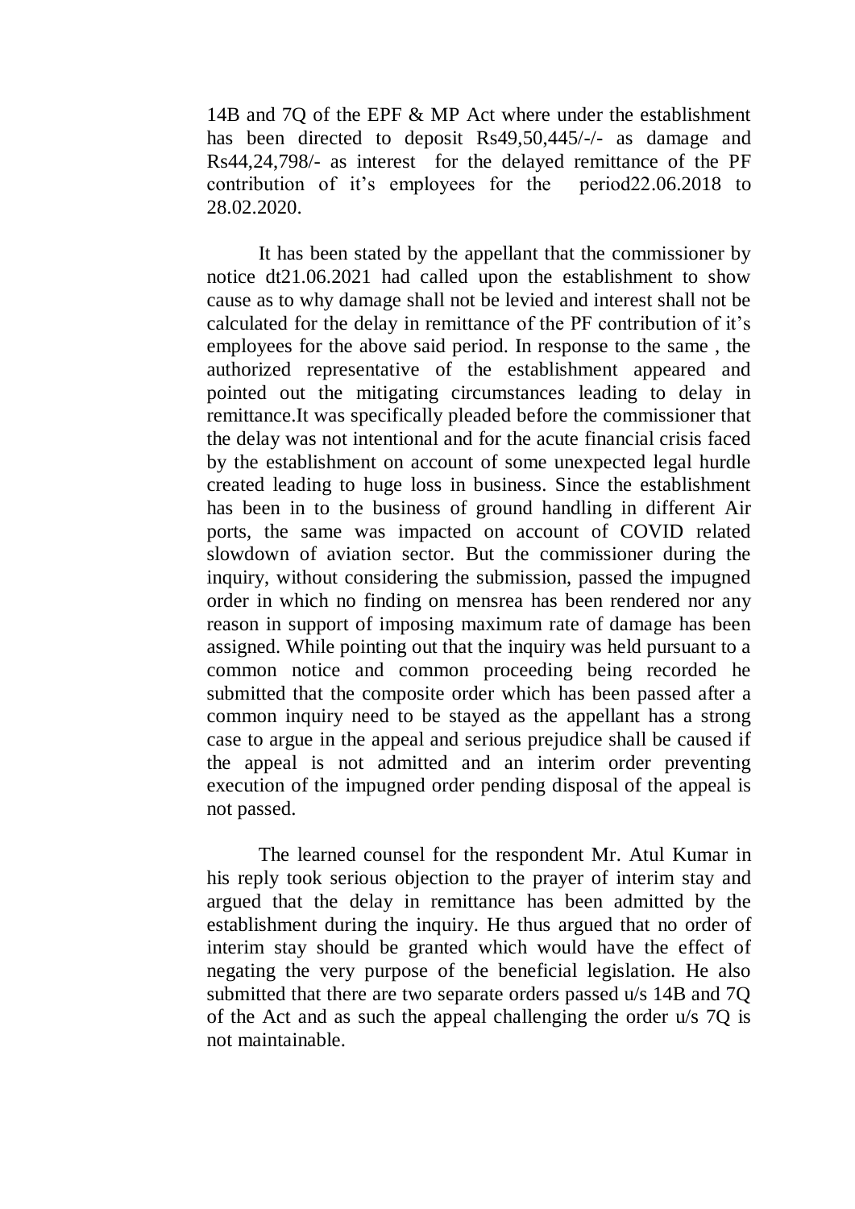14B and 7Q of the EPF & MP Act where under the establishment has been directed to deposit Rs49,50,445/-/- as damage and Rs44,24,798/- as interest for the delayed remittance of the PF contribution of it's employees for the period22.06.2018 to 28.02.2020.

It has been stated by the appellant that the commissioner by notice dt21.06.2021 had called upon the establishment to show cause as to why damage shall not be levied and interest shall not be calculated for the delay in remittance of the PF contribution of it's employees for the above said period. In response to the same , the authorized representative of the establishment appeared and pointed out the mitigating circumstances leading to delay in remittance.It was specifically pleaded before the commissioner that the delay was not intentional and for the acute financial crisis faced by the establishment on account of some unexpected legal hurdle created leading to huge loss in business. Since the establishment has been in to the business of ground handling in different Air ports, the same was impacted on account of COVID related slowdown of aviation sector. But the commissioner during the inquiry, without considering the submission, passed the impugned order in which no finding on mensrea has been rendered nor any reason in support of imposing maximum rate of damage has been assigned. While pointing out that the inquiry was held pursuant to a common notice and common proceeding being recorded he submitted that the composite order which has been passed after a common inquiry need to be stayed as the appellant has a strong case to argue in the appeal and serious prejudice shall be caused if the appeal is not admitted and an interim order preventing execution of the impugned order pending disposal of the appeal is not passed.

The learned counsel for the respondent Mr. Atul Kumar in his reply took serious objection to the prayer of interim stay and argued that the delay in remittance has been admitted by the establishment during the inquiry. He thus argued that no order of interim stay should be granted which would have the effect of negating the very purpose of the beneficial legislation. He also submitted that there are two separate orders passed u/s 14B and 7Q of the Act and as such the appeal challenging the order u/s 7Q is not maintainable.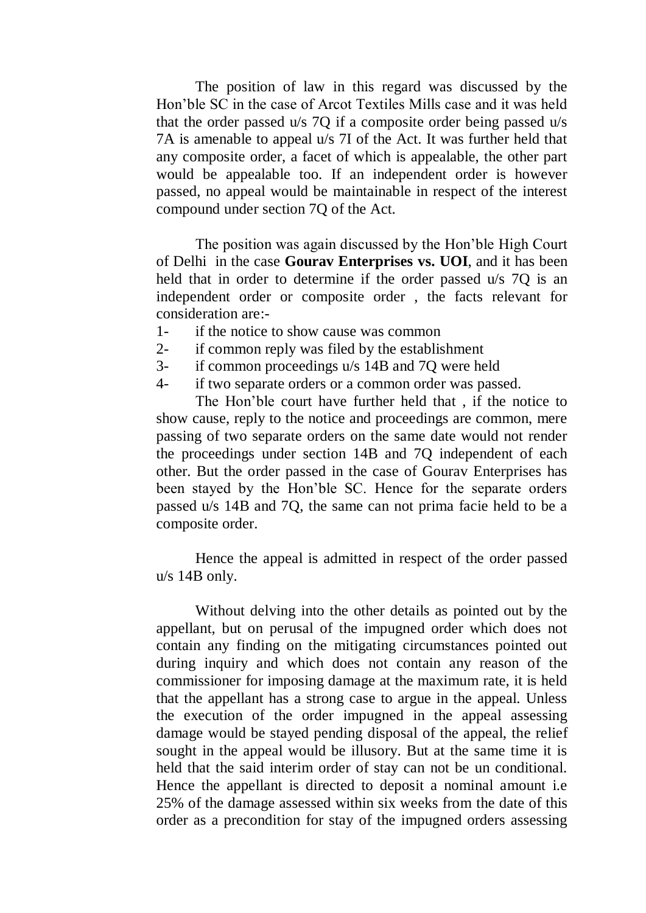The position of law in this regard was discussed by the Hon'ble SC in the case of Arcot Textiles Mills case and it was held that the order passed u/s 7Q if a composite order being passed u/s 7A is amenable to appeal u/s 7I of the Act. It was further held that any composite order, a facet of which is appealable, the other part would be appealable too. If an independent order is however passed, no appeal would be maintainable in respect of the interest compound under section 7Q of the Act.

The position was again discussed by the Hon'ble High Court of Delhi in the case **Gourav Enterprises vs. UOI**, and it has been held that in order to determine if the order passed u/s 7Q is an independent order or composite order , the facts relevant for consideration are:-

1- if the notice to show cause was common
2- if common reply was filed by the establishment
3- if common proceedings u/s 14B and 7Q were held
4- if two separate orders or a common order was passed.

The Hon'ble court have further held that , if the notice to show cause, reply to the notice and proceedings are common, mere passing of two separate orders on the same date would not render the proceedings under section 14B and 7Q independent of each other. But the order passed in the case of Gourav Enterprises has been stayed by the Hon'ble SC. Hence for the separate orders passed u/s 14B and 7Q, the same can not prima facie held to be a composite order.

Hence the appeal is admitted in respect of the order passed u/s 14B only.

Without delving into the other details as pointed out by the appellant, but on perusal of the impugned order which does not contain any finding on the mitigating circumstances pointed out during inquiry and which does not contain any reason of the commissioner for imposing damage at the maximum rate, it is held that the appellant has a strong case to argue in the appeal. Unless the execution of the order impugned in the appeal assessing damage would be stayed pending disposal of the appeal, the relief sought in the appeal would be illusory. But at the same time it is held that the said interim order of stay can not be un conditional. Hence the appellant is directed to deposit a nominal amount i.e 25% of the damage assessed within six weeks from the date of this order as a precondition for stay of the impugned orders assessing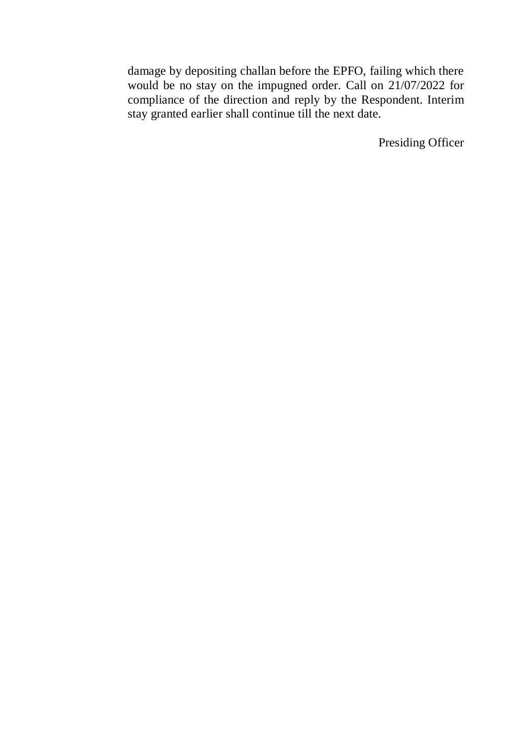damage by depositing challan before the EPFO, failing which there would be no stay on the impugned order. Call on 21/07/2022 for compliance of the direction and reply by the Respondent. Interim stay granted earlier shall continue till the next date.

Presiding Officer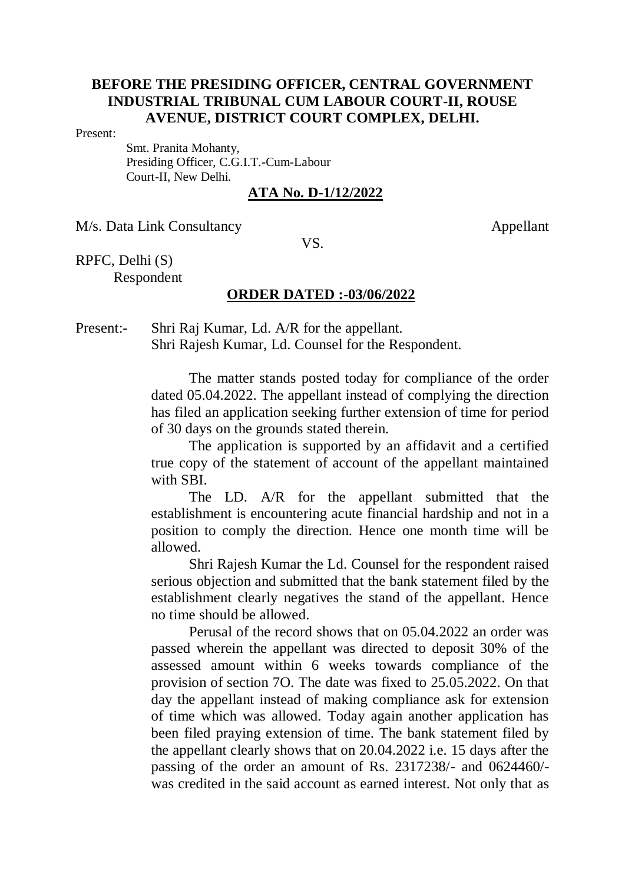**BEFORE THE PRESIDING OFFICER, CENTRAL GOVERNMENT INDUSTRIAL TRIBUNAL CUM LABOUR COURT-II, ROUSE AVENUE, DISTRICT COURT COMPLEX, DELHI.**

Present:

Smt. Pranita Mohanty,
Presiding Officer, C.G.I.T.-Cum-Labour
Court-II, New Delhi.

**ATA No. D-1/12/2022**

M/s. Data Link Consultancy Appellant

VS.

RPFC, Delhi (S)
Respondent

**ORDER DATED :-03/06/2022**

Present:- Shri Raj Kumar, Ld. A/R for the appellant.
Shri Rajesh Kumar, Ld. Counsel for the Respondent.

The matter stands posted today for compliance of the order dated 05.04.2022. The appellant instead of complying the direction has filed an application seeking further extension of time for period of 30 days on the grounds stated therein.

The application is supported by an affidavit and a certified true copy of the statement of account of the appellant maintained with SBI.

The LD. A/R for the appellant submitted that the establishment is encountering acute financial hardship and not in a position to comply the direction. Hence one month time will be allowed.

Shri Rajesh Kumar the Ld. Counsel for the respondent raised serious objection and submitted that the bank statement filed by the establishment clearly negatives the stand of the appellant. Hence no time should be allowed.

Perusal of the record shows that on 05.04.2022 an order was passed wherein the appellant was directed to deposit 30% of the assessed amount within 6 weeks towards compliance of the provision of section 7O. The date was fixed to 25.05.2022. On that day the appellant instead of making compliance ask for extension of time which was allowed. Today again another application has been filed praying extension of time. The bank statement filed by the appellant clearly shows that on 20.04.2022 i.e. 15 days after the passing of the order an amount of Rs. 2317238/- and 0624460/- was credited in the said account as earned interest. Not only that as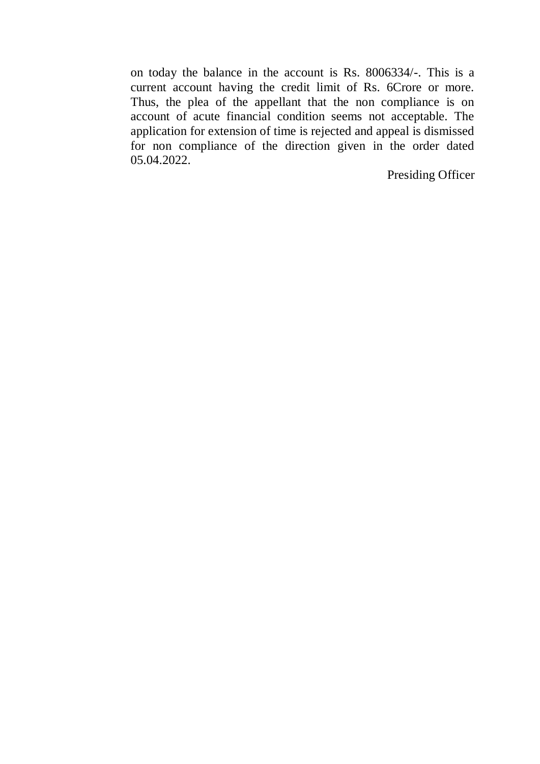on today the balance in the account is Rs. 8006334/-. This is a current account having the credit limit of Rs. 6Crore or more. Thus, the plea of the appellant that the non compliance is on account of acute financial condition seems not acceptable. The application for extension of time is rejected and appeal is dismissed for non compliance of the direction given in the order dated 05.04.2022.

Presiding Officer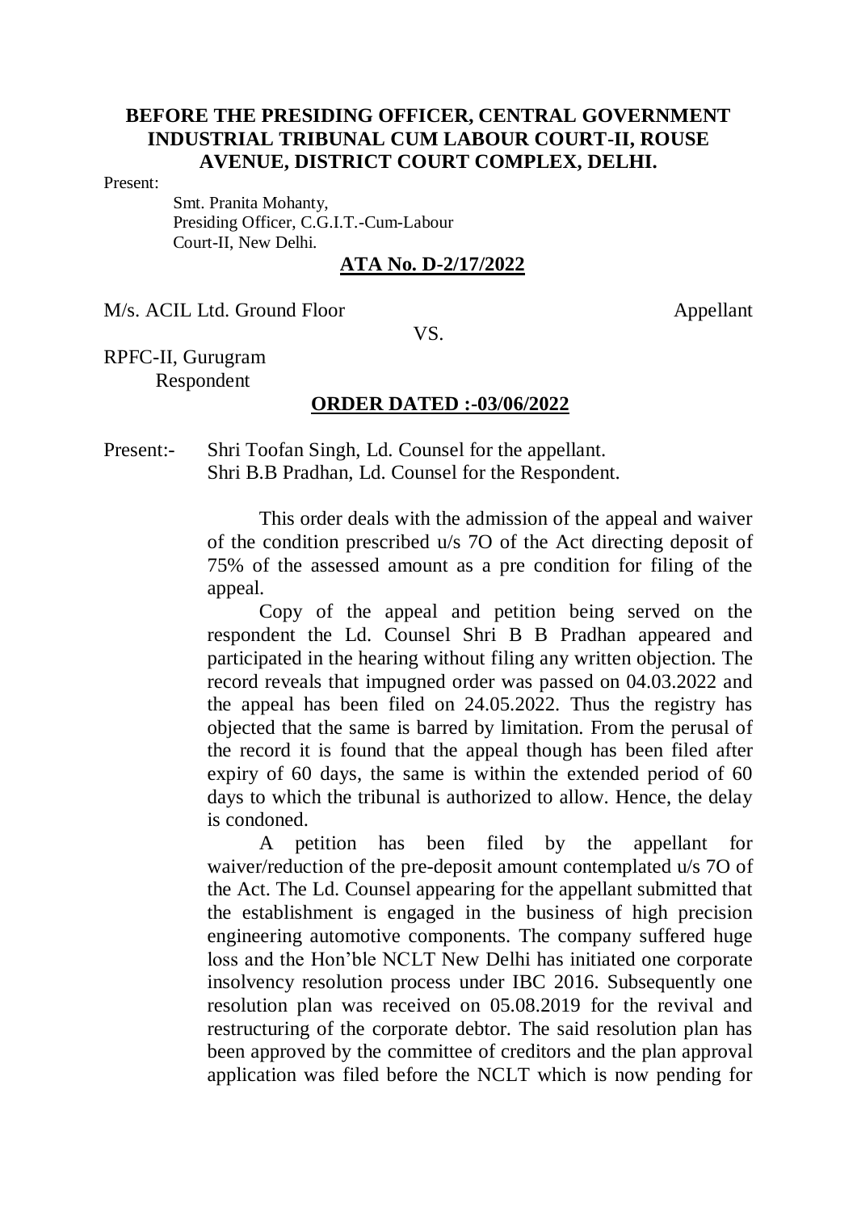**BEFORE THE PRESIDING OFFICER, CENTRAL GOVERNMENT INDUSTRIAL TRIBUNAL CUM LABOUR COURT-II, ROUSE AVENUE, DISTRICT COURT COMPLEX, DELHI.**

Present:

Smt. Pranita Mohanty,
Presiding Officer, C.G.I.T.-Cum-Labour
Court-II, New Delhi.

**ATA No. D-2/17/2022**

M/s. ACIL Ltd. Ground Floor                                        Appellant

VS.

RPFC-II, Gurugram
Respondent

**ORDER DATED :-03/06/2022**

Present:- Shri Toofan Singh, Ld. Counsel for the appellant.
Shri B.B Pradhan, Ld. Counsel for the Respondent.

This order deals with the admission of the appeal and waiver of the condition prescribed u/s 7O of the Act directing deposit of 75% of the assessed amount as a pre condition for filing of the appeal.

Copy of the appeal and petition being served on the respondent the Ld. Counsel Shri B B Pradhan appeared and participated in the hearing without filing any written objection. The record reveals that impugned order was passed on 04.03.2022 and the appeal has been filed on 24.05.2022. Thus the registry has objected that the same is barred by limitation. From the perusal of the record it is found that the appeal though has been filed after expiry of 60 days, the same is within the extended period of 60 days to which the tribunal is authorized to allow. Hence, the delay is condoned.

A petition has been filed by the appellant for waiver/reduction of the pre-deposit amount contemplated u/s 7O of the Act. The Ld. Counsel appearing for the appellant submitted that the establishment is engaged in the business of high precision engineering automotive components. The company suffered huge loss and the Hon'ble NCLT New Delhi has initiated one corporate insolvency resolution process under IBC 2016. Subsequently one resolution plan was received on 05.08.2019 for the revival and restructuring of the corporate debtor. The said resolution plan has been approved by the committee of creditors and the plan approval application was filed before the NCLT which is now pending for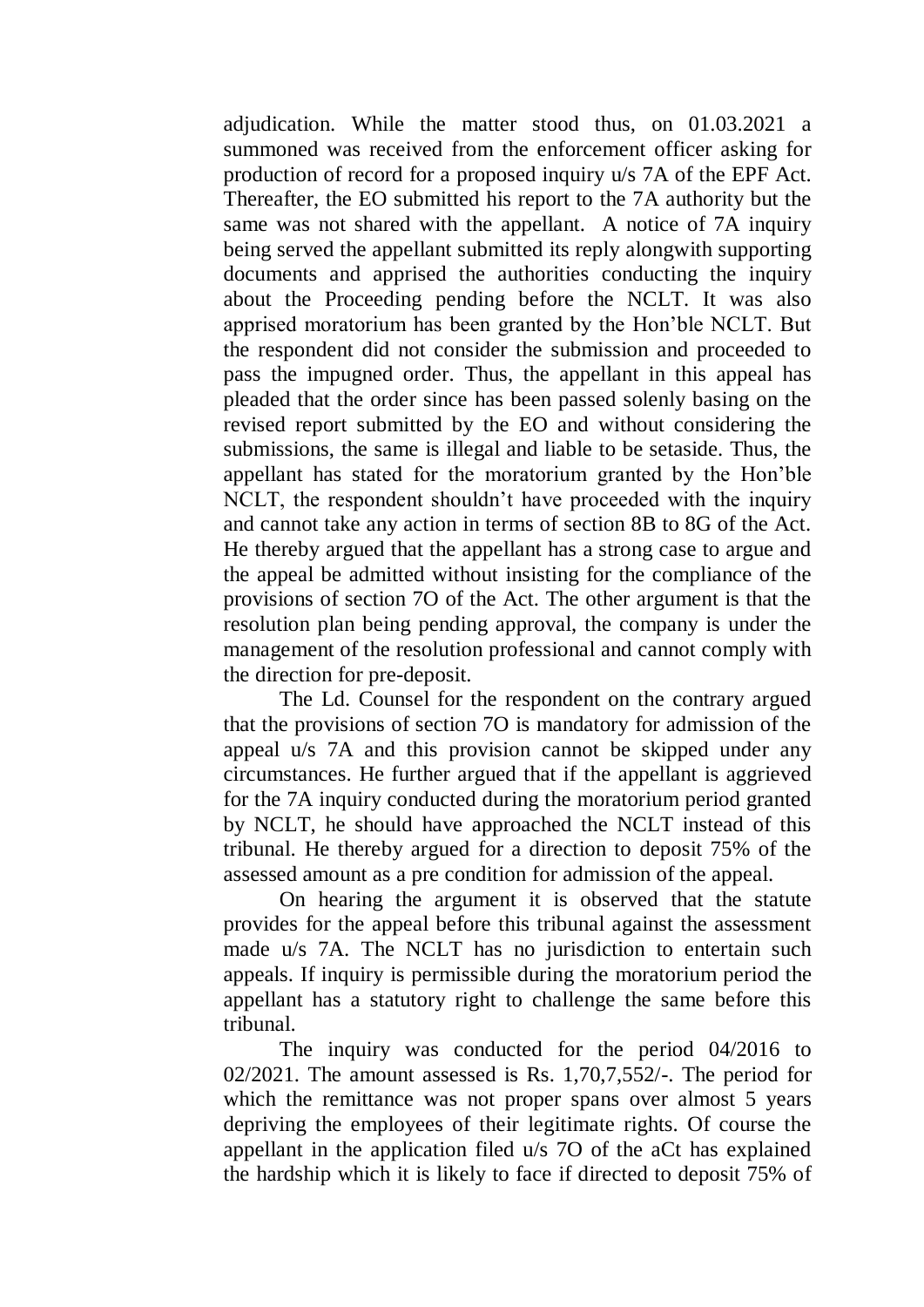adjudication. While the matter stood thus, on 01.03.2021 a summoned was received from the enforcement officer asking for production of record for a proposed inquiry u/s 7A of the EPF Act. Thereafter, the EO submitted his report to the 7A authority but the same was not shared with the appellant. A notice of 7A inquiry being served the appellant submitted its reply alongwith supporting documents and apprised the authorities conducting the inquiry about the Proceeding pending before the NCLT. It was also apprised moratorium has been granted by the Hon'ble NCLT. But the respondent did not consider the submission and proceeded to pass the impugned order. Thus, the appellant in this appeal has pleaded that the order since has been passed solenly basing on the revised report submitted by the EO and without considering the submissions, the same is illegal and liable to be setaside. Thus, the appellant has stated for the moratorium granted by the Hon'ble NCLT, the respondent shouldn't have proceeded with the inquiry and cannot take any action in terms of section 8B to 8G of the Act. He thereby argued that the appellant has a strong case to argue and the appeal be admitted without insisting for the compliance of the provisions of section 7O of the Act. The other argument is that the resolution plan being pending approval, the company is under the management of the resolution professional and cannot comply with the direction for pre-deposit.

The Ld. Counsel for the respondent on the contrary argued that the provisions of section 7O is mandatory for admission of the appeal u/s 7A and this provision cannot be skipped under any circumstances. He further argued that if the appellant is aggrieved for the 7A inquiry conducted during the moratorium period granted by NCLT, he should have approached the NCLT instead of this tribunal. He thereby argued for a direction to deposit 75% of the assessed amount as a pre condition for admission of the appeal.

On hearing the argument it is observed that the statute provides for the appeal before this tribunal against the assessment made u/s 7A. The NCLT has no jurisdiction to entertain such appeals. If inquiry is permissible during the moratorium period the appellant has a statutory right to challenge the same before this tribunal.

The inquiry was conducted for the period 04/2016 to 02/2021. The amount assessed is Rs. 1,70,7,552/-. The period for which the remittance was not proper spans over almost 5 years depriving the employees of their legitimate rights. Of course the appellant in the application filed u/s 7O of the aCt has explained the hardship which it is likely to face if directed to deposit 75% of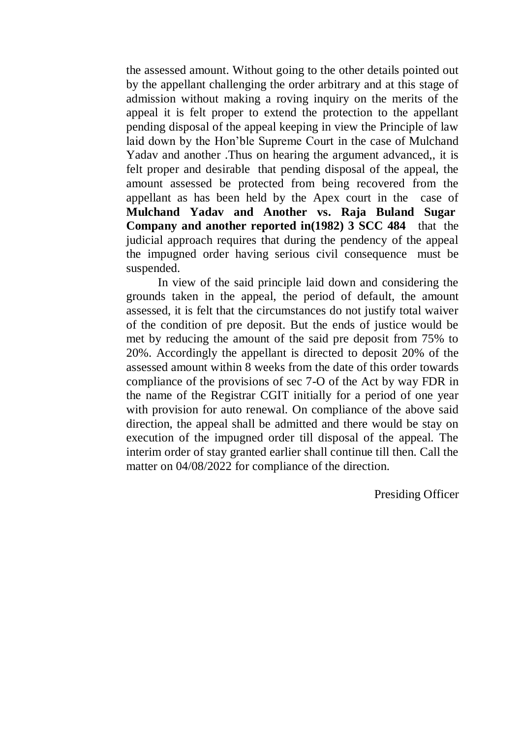the assessed amount. Without going to the other details pointed out by the appellant challenging the order arbitrary and at this stage of admission without making a roving inquiry on the merits of the appeal it is felt proper to extend the protection to the appellant pending disposal of the appeal keeping in view the Principle of law laid down by the Hon'ble Supreme Court in the case of Mulchand Yadav and another .Thus on hearing the argument advanced,, it is felt proper and desirable that pending disposal of the appeal, the amount assessed be protected from being recovered from the appellant as has been held by the Apex court in the case of **Mulchand Yadav and Another vs. Raja Buland Sugar Company and another reported in(1982) 3 SCC 484** that the judicial approach requires that during the pendency of the appeal the impugned order having serious civil consequence must be suspended.

In view of the said principle laid down and considering the grounds taken in the appeal, the period of default, the amount assessed, it is felt that the circumstances do not justify total waiver of the condition of pre deposit. But the ends of justice would be met by reducing the amount of the said pre deposit from 75% to 20%. Accordingly the appellant is directed to deposit 20% of the assessed amount within 8 weeks from the date of this order towards compliance of the provisions of sec 7-O of the Act by way FDR in the name of the Registrar CGIT initially for a period of one year with provision for auto renewal. On compliance of the above said direction, the appeal shall be admitted and there would be stay on execution of the impugned order till disposal of the appeal. The interim order of stay granted earlier shall continue till then. Call the matter on 04/08/2022 for compliance of the direction.

Presiding Officer